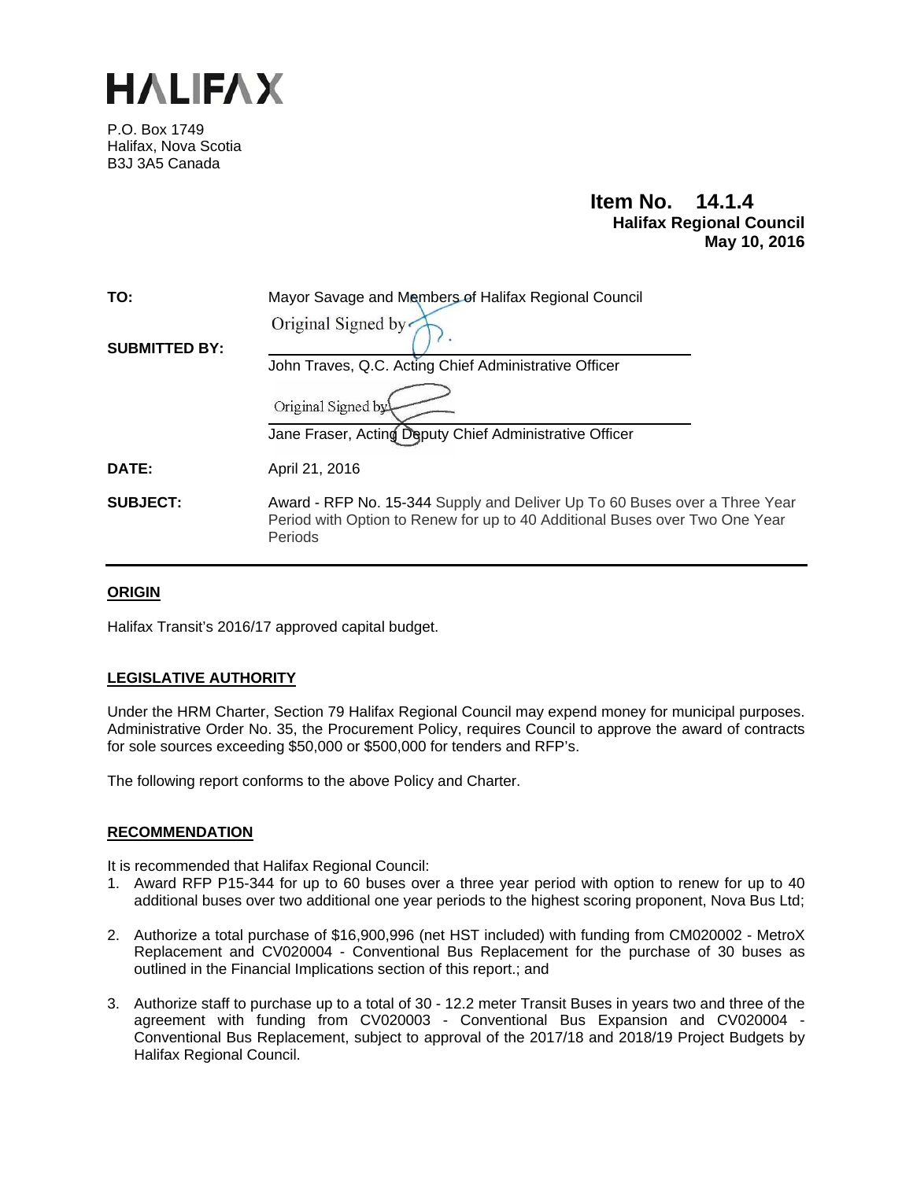# HALIFAX

P.O. Box 1749
Halifax, Nova Scotia
B3J 3A5 Canada

**Item No. 14.1.4**
**Halifax Regional Council**
**May 10, 2016**

**TO:** Mayor Savage and Members of Halifax Regional Council

**SUBMITTED BY:**

Original Signed by

John Traves, Q.C. Acting Chief Administrative Officer

Original Signed by

Jane Fraser, Acting Deputy Chief Administrative Officer

**DATE:** April 21, 2016

**SUBJECT:** Award - RFP No. 15-344 Supply and Deliver Up To 60 Buses over a Three Year Period with Option to Renew for up to 40 Additional Buses over Two One Year Periods

## ORIGIN

Halifax Transit's 2016/17 approved capital budget.

## LEGISLATIVE AUTHORITY

Under the HRM Charter, Section 79 Halifax Regional Council may expend money for municipal purposes. Administrative Order No. 35, the Procurement Policy, requires Council to approve the award of contracts for sole sources exceeding $50,000 or $500,000 for tenders and RFP's.

The following report conforms to the above Policy and Charter.

## RECOMMENDATION

It is recommended that Halifax Regional Council:

1. Award RFP P15-344 for up to 60 buses over a three year period with option to renew for up to 40 additional buses over two additional one year periods to the highest scoring proponent, Nova Bus Ltd;

2. Authorize a total purchase of $16,900,996 (net HST included) with funding from CM020002 - MetroX Replacement and CV020004 - Conventional Bus Replacement for the purchase of 30 buses as outlined in the Financial Implications section of this report.; and

3. Authorize staff to purchase up to a total of 30 - 12.2 meter Transit Buses in years two and three of the agreement with funding from CV020003 - Conventional Bus Expansion and CV020004 - Conventional Bus Replacement, subject to approval of the 2017/18 and 2018/19 Project Budgets by Halifax Regional Council.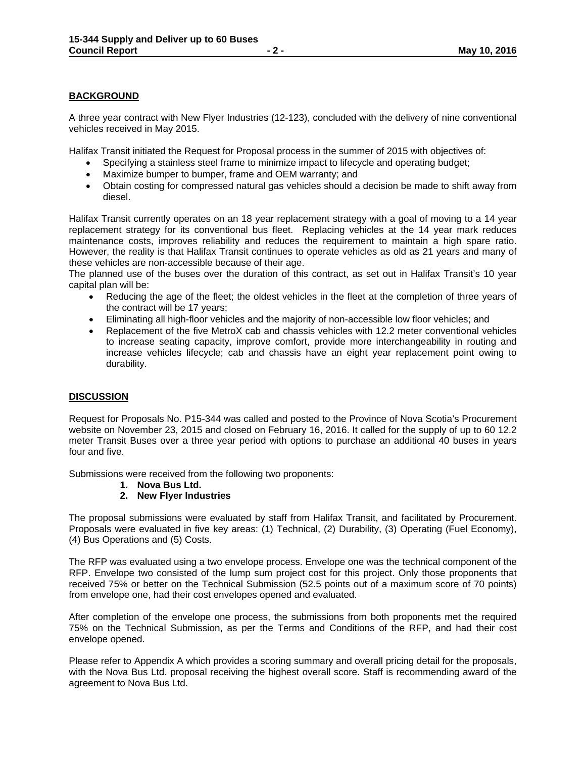## BACKGROUND

A three year contract with New Flyer Industries (12-123), concluded with the delivery of nine conventional vehicles received in May 2015.

Halifax Transit initiated the Request for Proposal process in the summer of 2015 with objectives of:

- Specifying a stainless steel frame to minimize impact to lifecycle and operating budget;
- Maximize bumper to bumper, frame and OEM warranty; and
- Obtain costing for compressed natural gas vehicles should a decision be made to shift away from diesel.

Halifax Transit currently operates on an 18 year replacement strategy with a goal of moving to a 14 year replacement strategy for its conventional bus fleet. Replacing vehicles at the 14 year mark reduces maintenance costs, improves reliability and reduces the requirement to maintain a high spare ratio. However, the reality is that Halifax Transit continues to operate vehicles as old as 21 years and many of these vehicles are non-accessible because of their age.

The planned use of the buses over the duration of this contract, as set out in Halifax Transit's 10 year capital plan will be:

- Reducing the age of the fleet; the oldest vehicles in the fleet at the completion of three years of the contract will be 17 years;
- Eliminating all high-floor vehicles and the majority of non-accessible low floor vehicles; and
- Replacement of the five MetroX cab and chassis vehicles with 12.2 meter conventional vehicles to increase seating capacity, improve comfort, provide more interchangeability in routing and increase vehicles lifecycle; cab and chassis have an eight year replacement point owing to durability.

## DISCUSSION

Request for Proposals No. P15-344 was called and posted to the Province of Nova Scotia's Procurement website on November 23, 2015 and closed on February 16, 2016. It called for the supply of up to 60 12.2 meter Transit Buses over a three year period with options to purchase an additional 40 buses in years four and five.

Submissions were received from the following two proponents:

1. **Nova Bus Ltd.**
2. **New Flyer Industries**

The proposal submissions were evaluated by staff from Halifax Transit, and facilitated by Procurement. Proposals were evaluated in five key areas: (1) Technical, (2) Durability, (3) Operating (Fuel Economy), (4) Bus Operations and (5) Costs.

The RFP was evaluated using a two envelope process. Envelope one was the technical component of the RFP. Envelope two consisted of the lump sum project cost for this project. Only those proponents that received 75% or better on the Technical Submission (52.5 points out of a maximum score of 70 points) from envelope one, had their cost envelopes opened and evaluated.

After completion of the envelope one process, the submissions from both proponents met the required 75% on the Technical Submission, as per the Terms and Conditions of the RFP, and had their cost envelope opened.

Please refer to Appendix A which provides a scoring summary and overall pricing detail for the proposals, with the Nova Bus Ltd. proposal receiving the highest overall score. Staff is recommending award of the agreement to Nova Bus Ltd.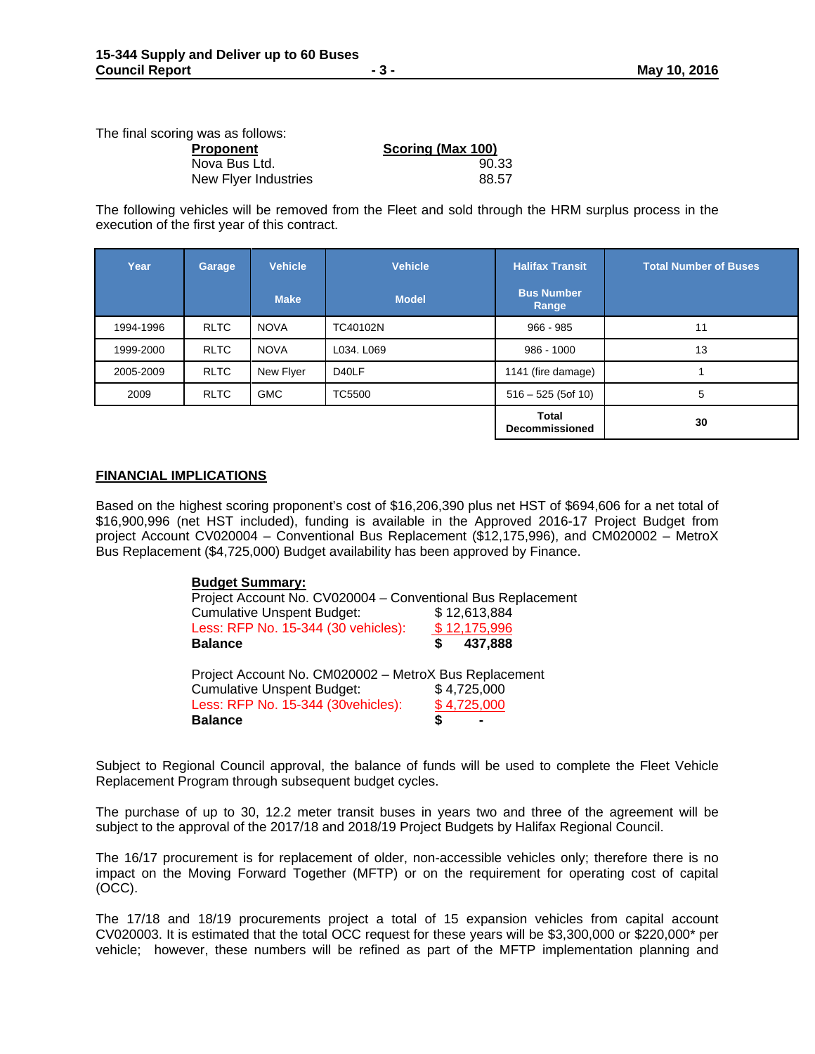The final scoring was as follows:

| Proponent | Scoring (Max 100) |
|---|---|
| Nova Bus Ltd. | 90.33 |
| New Flyer Industries | 88.57 |

The following vehicles will be removed from the Fleet and sold through the HRM surplus process in the execution of the first year of this contract.

| Year | Garage | Vehicle Make | Vehicle Model | Halifax Transit Bus Number Range | Total Number of Buses |
|---|---|---|---|---|---|
| 1994-1996 | RLTC | NOVA | TC40102N | 966 - 985 | 11 |
| 1999-2000 | RLTC | NOVA | L034. L069 | 986 - 1000 | 13 |
| 2005-2009 | RLTC | New Flyer | D40LF | 1141 (fire damage) | 1 |
| 2009 | RLTC | GMC | TC5500 | 516 – 525 (5of 10) | 5 |
| | | | | **Total Decommissioned** | **30** |

## FINANCIAL IMPLICATIONS

Based on the highest scoring proponent's cost of $16,206,390 plus net HST of $694,606 for a net total of $16,900,996 (net HST included), funding is available in the Approved 2016-17 Project Budget from project Account CV020004 – Conventional Bus Replacement ($12,175,996), and CM020002 – MetroX Bus Replacement ($4,725,000) Budget availability has been approved by Finance.

**Budget Summary:**

Project Account No. CV020004 – Conventional Bus Replacement

| | |
|---|---|
| Cumulative Unspent Budget: | $ 12,613,884 |
| Less: RFP No. 15-344 (30 vehicles): | $ 12,175,996 |
| **Balance** | **$ 437,888** |

Project Account No. CM020002 – MetroX Bus Replacement

| | |
|---|---|
| Cumulative Unspent Budget: | $ 4,725,000 |
| Less: RFP No. 15-344 (30vehicles): | $ 4,725,000 |
| **Balance** | **$ -** |

Subject to Regional Council approval, the balance of funds will be used to complete the Fleet Vehicle Replacement Program through subsequent budget cycles.

The purchase of up to 30, 12.2 meter transit buses in years two and three of the agreement will be subject to the approval of the 2017/18 and 2018/19 Project Budgets by Halifax Regional Council.

The 16/17 procurement is for replacement of older, non-accessible vehicles only; therefore there is no impact on the Moving Forward Together (MFTP) or on the requirement for operating cost of capital (OCC).

The 17/18 and 18/19 procurements project a total of 15 expansion vehicles from capital account CV020003. It is estimated that the total OCC request for these years will be $3,300,000 or $220,000* per vehicle; however, these numbers will be refined as part of the MFTP implementation planning and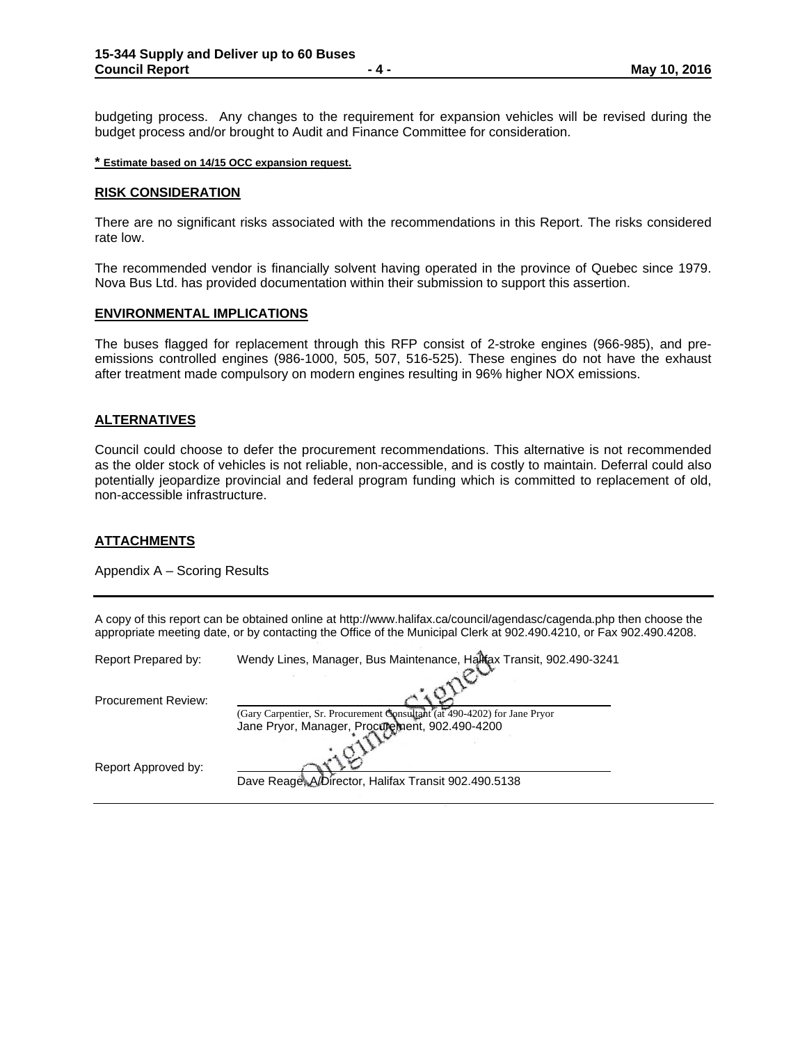budgeting process. Any changes to the requirement for expansion vehicles will be revised during the budget process and/or brought to Audit and Finance Committee for consideration.

**\* Estimate based on 14/15 OCC expansion request.**

## RISK CONSIDERATION

There are no significant risks associated with the recommendations in this Report. The risks considered rate low.

The recommended vendor is financially solvent having operated in the province of Quebec since 1979. Nova Bus Ltd. has provided documentation within their submission to support this assertion.

## ENVIRONMENTAL IMPLICATIONS

The buses flagged for replacement through this RFP consist of 2-stroke engines (966-985), and pre-emissions controlled engines (986-1000, 505, 507, 516-525). These engines do not have the exhaust after treatment made compulsory on modern engines resulting in 96% higher NOX emissions.

## ALTERNATIVES

Council could choose to defer the procurement recommendations. This alternative is not recommended as the older stock of vehicles is not reliable, non-accessible, and is costly to maintain. Deferral could also potentially jeopardize provincial and federal program funding which is committed to replacement of old, non-accessible infrastructure.

## ATTACHMENTS

Appendix A – Scoring Results

---

A copy of this report can be obtained online at http://www.halifax.ca/council/agendasc/cagenda.php then choose the appropriate meeting date, or by contacting the Office of the Municipal Clerk at 902.490.4210, or Fax 902.490.4208.

Report Prepared by: Wendy Lines, Manager, Bus Maintenance, Halifax Transit, 902.490-3241

Procurement Review: Original Signed
(Gary Carpentier, Sr. Procurement Consultant (at 490-4202) for Jane Pryor
Jane Pryor, Manager, Procurement, 902.490-4200

Report Approved by:
Dave Reage, A/Director, Halifax Transit 902.490.5138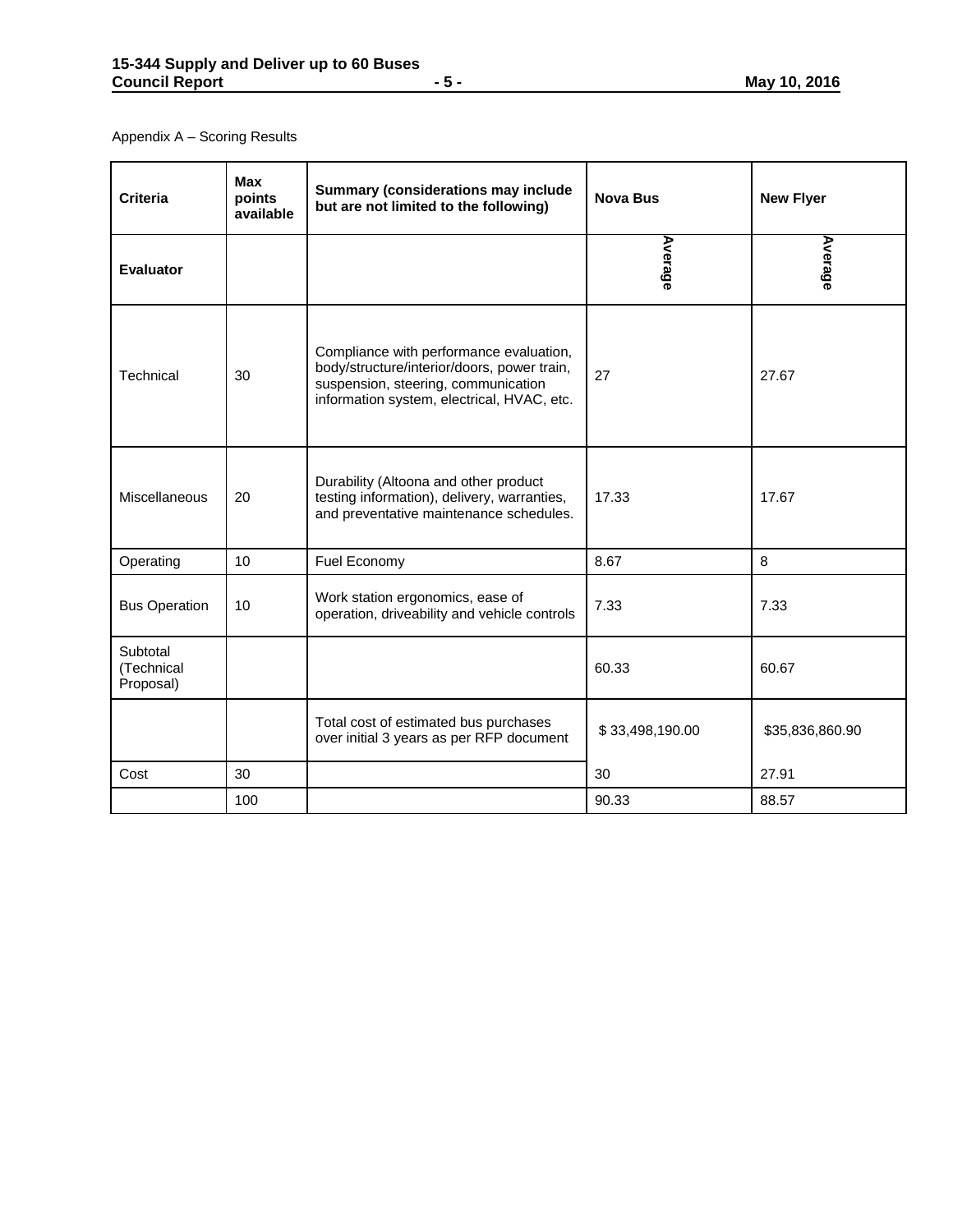Appendix A – Scoring Results

| Criteria | Max points available | Summary (considerations may include but are not limited to the following) | Nova Bus | New Flyer |
|---|---|---|---|---|
| Evaluator | | | Average | Average |
| Technical | 30 | Compliance with performance evaluation, body/structure/interior/doors, power train, suspension, steering, communication information system, electrical, HVAC, etc. | 27 | 27.67 |
| Miscellaneous | 20 | Durability (Altoona and other product testing information), delivery, warranties, and preventative maintenance schedules. | 17.33 | 17.67 |
| Operating | 10 | Fuel Economy | 8.67 | 8 |
| Bus Operation | 10 | Work station ergonomics, ease of operation, driveability and vehicle controls | 7.33 | 7.33 |
| Subtotal (Technical Proposal) | | | 60.33 | 60.67 |
| | | Total cost of estimated bus purchases over initial 3 years as per RFP document | $ 33,498,190.00 | $35,836,860.90 |
| Cost | 30 | | 30 | 27.91 |
| | 100 | | 90.33 | 88.57 |